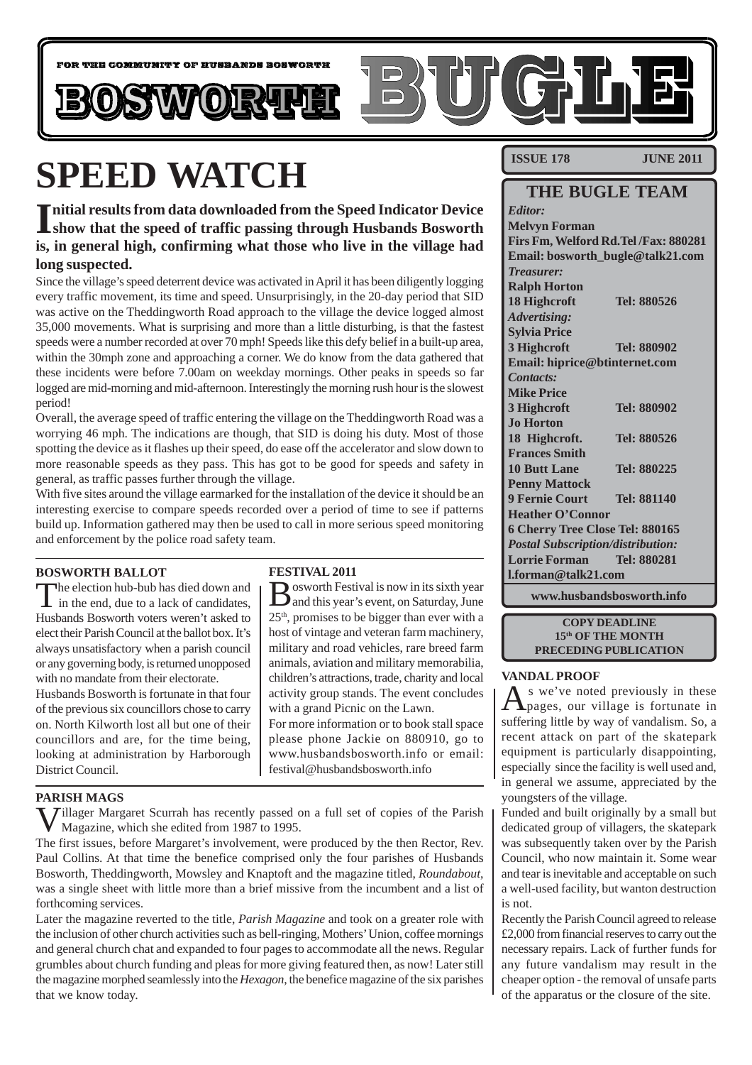FOR THE COMMUNITY OF HUSBANDS BOSWORTH

# BOSWORTH BUGLE

**ISSUE 178 JUNE 2011**

# SPEED WATCH

**Initial results from data downloaded from the Speed Indicator Device show that the speed of traffic passing through Husbands Bosworth is, in general high, confirming what those who live in the village had long suspected.**

Since the village's speed deterrent device was activated in April it has been diligently logging every traffic movement, its time and speed. Unsurprisingly, in the 20-day period that SID was active on the Theddingworth Road approach to the village the device logged almost 35,000 movements. What is surprising and more than a little disturbing, is that the fastest speeds were a number recorded at over 70 mph! Speeds like this defy belief in a built-up area, within the 30mph zone and approaching a corner. We do know from the data gathered that these incidents were before 7.00am on weekday mornings. Other peaks in speeds so far logged are mid-morning and mid-afternoon. Interestingly the morning rush hour is the slowest period!

Overall, the average speed of traffic entering the village on the Theddingworth Road was a worrying 46 mph. The indications are though, that SID is doing his duty. Most of those spotting the device as it flashes up their speed, do ease off the accelerator and slow down to more reasonable speeds as they pass. This has got to be good for speeds and safety in general, as traffic passes further through the village.

With five sites around the village earmarked for the installation of the device it should be an interesting exercise to compare speeds recorded over a period of time to see if patterns build up. Information gathered may then be used to call in more serious speed monitoring and enforcement by the police road safety team.

### BOSWORTH BALLOT

The election hub-bub has died down and in the end, due to a lack of candidates, Husbands Bosworth voters weren't asked to elect their Parish Council at the ballot box. It's always unsatisfactory when a parish council or any governing body, is returned unopposed with no mandate from their electorate.

Husbands Bosworth is fortunate in that four of the previous six councillors chose to carry on. North Kilworth lost all but one of their councillors and are, for the time being, looking at administration by Harborough District Council.

### FESTIVAL 2011

Bosworth Festival is now in its sixth year and this year's event, on Saturday, June 25th, promises to be bigger than ever with a host of vintage and veteran farm machinery, military and road vehicles, rare breed farm animals, aviation and military memorabilia, children's attractions, trade, charity and local activity group stands. The event concludes with a grand Picnic on the Lawn.

For more information or to book stall space please phone Jackie on 880910, go to www.husbandsbosworth.info or email: festival@husbandsbosworth.info

### PARISH MAGS

Villager Margaret Scurrah has recently passed on a full set of copies of the Parish Magazine, which she edited from 1987 to 1995.

The first issues, before Margaret's involvement, were produced by the then Rector, Rev. Paul Collins. At that time the benefice comprised only the four parishes of Husbands Bosworth, Theddingworth, Mowsley and Knaptoft and the magazine titled, *Roundabout*, was a single sheet with little more than a brief missive from the incumbent and a list of forthcoming services.

Later the magazine reverted to the title, *Parish Magazine* and took on a greater role with the inclusion of other church activities such as bell-ringing, Mothers' Union, coffee mornings and general church chat and expanded to four pages to accommodate all the news. Regular grumbles about church funding and pleas for more giving featured then, as now! Later still the magazine morphed seamlessly into the *Hexagon*, the benefice magazine of the six parishes that we know today.

## THE BUGLE TEAM

*Editor:*
**Melvyn Forman**
**Firs Fm, Welford Rd.Tel /Fax: 880281**
**Email: bosworth_bugle@talk21.com**

*Treasurer:*
**Ralph Horton**
**18 Highcroft Tel: 880526**

*Advertising:*
**Sylvia Price**
**3 Highcroft Tel: 880902**
**Email: hiprice@btinternet.com**

*Contacts:*
**Mike Price**
**3 Highcroft Tel: 880902**
**Jo Horton**
**18 Highcroft. Tel: 880526**
**Frances Smith**
**10 Butt Lane Tel: 880225**
**Penny Mattock**
**9 Fernie Court Tel: 881140**
**Heather O'Connor**
**6 Cherry Tree Close Tel: 880165**

*Postal Subscription/distribution:*
**Lorrie Forman Tel: 880281**
**l.forman@talk21.com**

**www.husbandsbosworth.info**

**COPY DEADLINE**
**15th OF THE MONTH**
**PRECEDING PUBLICATION**

### VANDAL PROOF

As we've noted previously in these pages, our village is fortunate in suffering little by way of vandalism. So, a recent attack on part of the skatepark equipment is particularly disappointing, especially since the facility is well used and, in general we assume, appreciated by the youngsters of the village.

Funded and built originally by a small but dedicated group of villagers, the skatepark was subsequently taken over by the Parish Council, who now maintain it. Some wear and tear is inevitable and acceptable on such a well-used facility, but wanton destruction is not.

Recently the Parish Council agreed to release £2,000 from financial reserves to carry out the necessary repairs. Lack of further funds for any future vandalism may result in the cheaper option - the removal of unsafe parts of the apparatus or the closure of the site.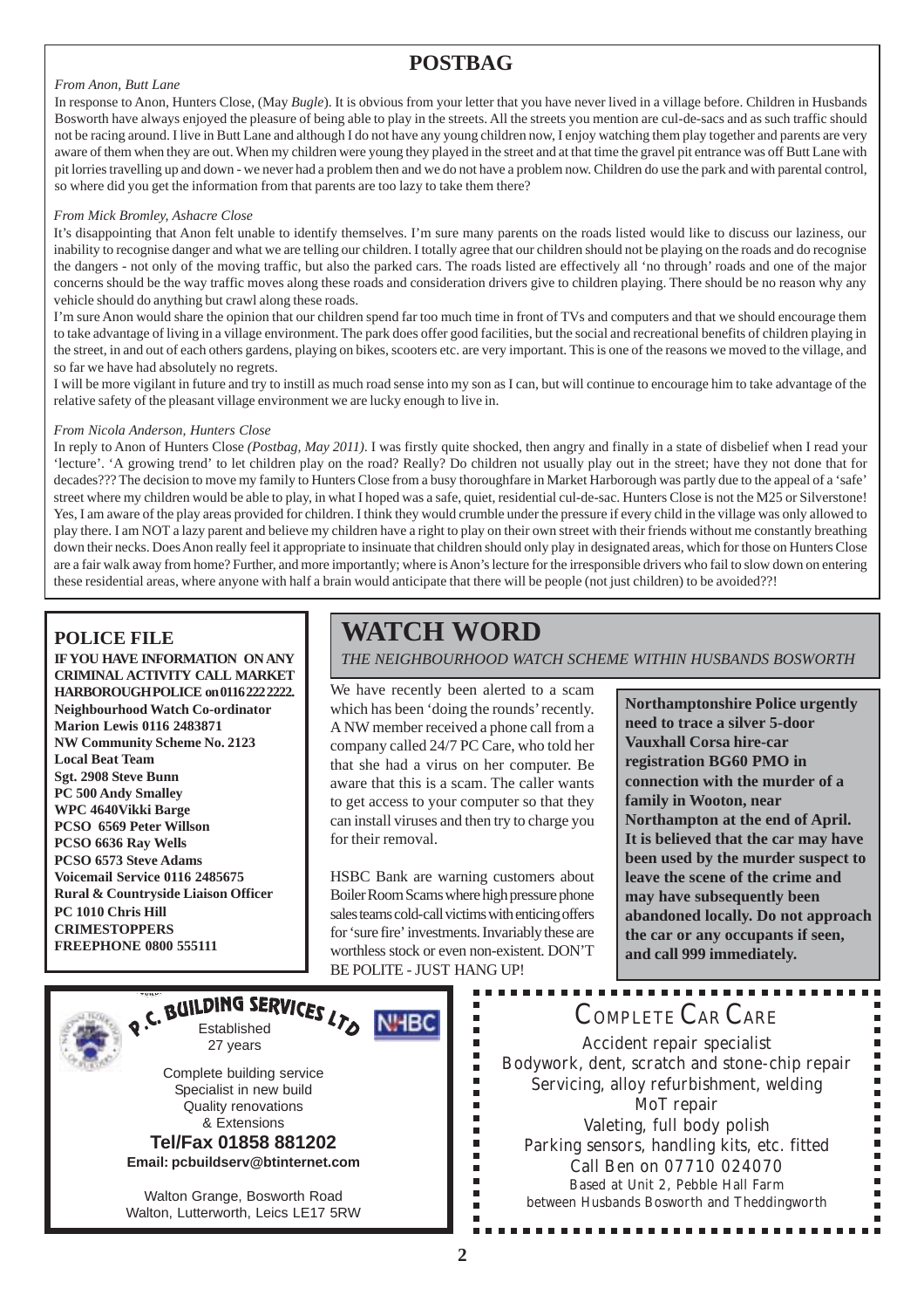# POSTBAG

*From Anon, Butt Lane*

In response to Anon, Hunters Close, (May *Bugle*). It is obvious from your letter that you have never lived in a village before. Children in Husbands Bosworth have always enjoyed the pleasure of being able to play in the streets. All the streets you mention are cul-de-sacs and as such traffic should not be racing around. I live in Butt Lane and although I do not have any young children now, I enjoy watching them play together and parents are very aware of them when they are out. When my children were young they played in the street and at that time the gravel pit entrance was off Butt Lane with pit lorries travelling up and down - we never had a problem then and we do not have a problem now. Children do use the park and with parental control, so where did you get the information from that parents are too lazy to take them there?

*From Mick Bromley, Ashacre Close*

It's disappointing that Anon felt unable to identify themselves. I'm sure many parents on the roads listed would like to discuss our laziness, our inability to recognise danger and what we are telling our children. I totally agree that our children should not be playing on the roads and do recognise the dangers - not only of the moving traffic, but also the parked cars. The roads listed are effectively all 'no through' roads and one of the major concerns should be the way traffic moves along these roads and consideration drivers give to children playing. There should be no reason why any vehicle should do anything but crawl along these roads.

I'm sure Anon would share the opinion that our children spend far too much time in front of TVs and computers and that we should encourage them to take advantage of living in a village environment. The park does offer good facilities, but the social and recreational benefits of children playing in the street, in and out of each others gardens, playing on bikes, scooters etc. are very important. This is one of the reasons we moved to the village, and so far we have had absolutely no regrets.

I will be more vigilant in future and try to instill as much road sense into my son as I can, but will continue to encourage him to take advantage of the relative safety of the pleasant village environment we are lucky enough to live in.

*From Nicola Anderson, Hunters Close*

In reply to Anon of Hunters Close *(Postbag, May 2011)*. I was firstly quite shocked, then angry and finally in a state of disbelief when I read your 'lecture'. 'A growing trend' to let children play on the road? Really? Do children not usually play out in the street; have they not done that for decades??? The decision to move my family to Hunters Close from a busy thoroughfare in Market Harborough was partly due to the appeal of a 'safe' street where my children would be able to play, in what I hoped was a safe, quiet, residential cul-de-sac. Hunters Close is not the M25 or Silverstone! Yes, I am aware of the play areas provided for children. I think they would crumble under the pressure if every child in the village was only allowed to play there. I am NOT a lazy parent and believe my children have a right to play on their own street with their friends without me constantly breathing down their necks. Does Anon really feel it appropriate to insinuate that children should only play in designated areas, which for those on Hunters Close are a fair walk away from home? Further, and more importantly; where is Anon's lecture for the irresponsible drivers who fail to slow down on entering these residential areas, where anyone with half a brain would anticipate that there will be people (not just children) to be avoided??!

## POLICE FILE

**IF YOU HAVE INFORMATION ON ANY CRIMINAL ACTIVITY CALL MARKET HARBOROUGH POLICE on 0116 222 2222.**

**Neighbourhood Watch Co-ordinator**
**Marion Lewis 0116 2483871**
**NW Community Scheme No. 2123**
**Local Beat Team**
**Sgt. 2908 Steve Bunn**
**PC 500 Andy Smalley**
**WPC 4640Vikki Barge**
**PCSO 6569 Peter Willson**
**PCSO 6636 Ray Wells**
**PCSO 6573 Steve Adams**
**Voicemail Service 0116 2485675**
**Rural & Countryside Liaison Officer**
**PC 1010 Chris Hill**
**CRIMESTOPPERS**
**FREEPHONE 0800 555111**

# WATCH WORD

*THE NEIGHBOURHOOD WATCH SCHEME WITHIN HUSBANDS BOSWORTH*

We have recently been alerted to a scam which has been 'doing the rounds' recently. A NW member received a phone call from a company called 24/7 PC Care, who told her that she had a virus on her computer. Be aware that this is a scam. The caller wants to get access to your computer so that they can install viruses and then try to charge you for their removal.

HSBC Bank are warning customers about Boiler Room Scams where high pressure phone sales teams cold-call victims with enticing offers for 'sure fire' investments. Invariably these are worthless stock or even non-existent. DON'T BE POLITE - JUST HANG UP!

**Northamptonshire Police urgently need to trace a silver 5-door Vauxhall Corsa hire-car registration BG60 PMO in connection with the murder of a family in Wooton, near Northampton at the end of April. It is believed that the car may have been used by the murder suspect to leave the scene of the crime and may have subsequently been abandoned locally. Do not approach the car or any occupants if seen, and call 999 immediately.**

**P.C. BUILDING SERVICES LTD**

NHBC

Established 27 years

Complete building service
Specialist in new build
Quality renovations
& Extensions

**Tel/Fax 01858 881202**
**Email: pcbuildserv@btinternet.com**

Walton Grange, Bosworth Road
Walton, Lutterworth, Leics LE17 5RW

**COMPLETE CAR CARE**

Accident repair specialist
Bodywork, dent, scratch and stone-chip repair
Servicing, alloy refurbishment, welding
MoT repair
Valeting, full body polish
Parking sensors, handling kits, etc. fitted
Call Ben on 07710 024070
Based at Unit 2, Pebble Hall Farm
between Husbands Bosworth and Theddingworth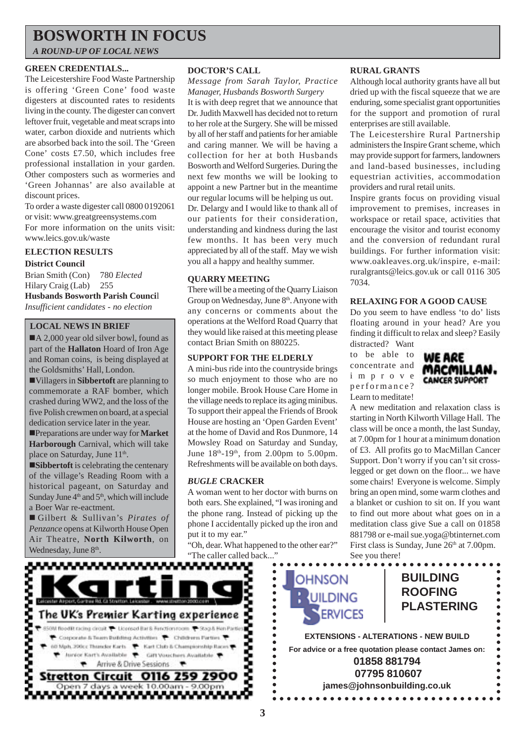# BOSWORTH IN FOCUS

*A ROUND-UP OF LOCAL NEWS*

### GREEN CREDENTIALS...

The Leicestershire Food Waste Partnership is offering 'Green Cone' food waste digesters at discounted rates to residents living in the county. The digester can convert leftover fruit, vegetable and meat scraps into water, carbon dioxide and nutrients which are absorbed back into the soil. The 'Green Cone' costs £7.50, which includes free professional installation in your garden. Other composters such as wormeries and 'Green Johannas' are also available at discount prices.

To order a waste digester call 0800 0192061 or visit: www.greatgreensystems.com

For more information on the units visit: www.leics.gov.uk/waste

### ELECTION RESULTS

**District Council**

Brian Smith (Con) 780 *Elected*
Hilary Craig (Lab) 255

**Husbands Bosworth Parish Council**

*Insufficient candidates - no election*

### LOCAL NEWS IN BRIEF

- A 2,000 year old silver bowl, found as part of the **Hallaton** Hoard of Iron Age and Roman coins, is being displayed at the Goldsmiths' Hall, London.
- Villagers in **Sibbertoft** are planning to commemorate a RAF bomber, which crashed during WW2, and the loss of the five Polish crewmen on board, at a special dedication service later in the year.
- Preparations are under way for **Market Harborough** Carnival, which will take place on Saturday, June 11th.
- **Sibbertoft** is celebrating the centenary of the village's Reading Room with a historical pageant, on Saturday and Sunday June 4th and 5th, which will include a Boer War re-eactment.
- Gilbert & Sullivan's *Pirates of Penzance* opens at Kilworth House Open Air Theatre, **North Kilworth**, on Wednesday, June 8th.

### DOCTOR'S CALL

*Message from Sarah Taylor, Practice Manager, Husbands Bosworth Surgery*

It is with deep regret that we announce that Dr. Judith Maxwell has decided not to return to her role at the Surgery. She will be missed by all of her staff and patients for her amiable and caring manner. We will be having a collection for her at both Husbands Bosworth and Welford Surgeries. During the next few months we will be looking to appoint a new Partner but in the meantime our regular locums will be helping us out.

Dr. Delargy and I would like to thank all of our patients for their consideration, understanding and kindness during the last few months. It has been very much appreciated by all of the staff. May we wish you all a happy and healthy summer.

### QUARRY MEETING

There will be a meeting of the Quarry Liaison Group on Wednesday, June 8th. Anyone with any concerns or comments about the operations at the Welford Road Quarry that they would like raised at this meeting please contact Brian Smith on 880225.

### SUPPORT FOR THE ELDERLY

A mini-bus ride into the countryside brings so much enjoyment to those who are no longer mobile. Brook House Care Home in the village needs to replace its aging minibus. To support their appeal the Friends of Brook House are hosting an 'Open Garden Event' at the home of David and Ros Dunmore, 14 Mowsley Road on Saturday and Sunday, June 18th-19th, from 2.00pm to 5.00pm. Refreshments will be available on both days.

### *BUGLE* CRACKER

A woman went to her doctor with burns on both ears. She explained, "I was ironing and the phone rang. Instead of picking up the phone I accidentally picked up the iron and put it to my ear."

"Oh, dear. What happened to the other ear?"

"The caller called back..."

### RURAL GRANTS

Although local authority grants have all but dried up with the fiscal squeeze that we are enduring, some specialist grant opportunities for the support and promotion of rural enterprises are still available.

The Leicestershire Rural Partnership administers the Inspire Grant scheme, which may provide support for farmers, landowners and land-based businesses, including equestrian activities, accommodation providers and rural retail units.

Inspire grants focus on providing visual improvement to premises, increases in workspace or retail space, activities that encourage the visitor and tourist economy and the conversion of redundant rural buildings. For further information visit: www.oakleaves.org.uk/inspire, e-mail: ruralgrants@leics.gov.uk or call 0116 305 7034.

### RELAXING FOR A GOOD CAUSE

Do you seem to have endless 'to do' lists floating around in your head? Are you finding it difficult to relax and sleep? Easily distracted? Want to be able to concentrate and improve performance? Learn to meditate!

**WE ARE MACMILLAN. CANCER SUPPORT**

A new meditation and relaxation class is starting in North Kilworth Village Hall. The class will be once a month, the last Sunday, at 7.00pm for 1 hour at a minimum donation of £3. All profits go to MacMillan Cancer Support. Don't worry if you can't sit cross-legged or get down on the floor... we have some chairs! Everyone is welcome. Simply bring an open mind, some warm clothes and a blanket or cushion to sit on. If you want to find out more about what goes on in a meditation class give Sue a call on 01858 881798 or e-mail sue.yoga@btinternet.com

First class is Sunday, June 26th at 7.00pm. See you there!

---

**Karting**

Leicester Airport, Gartree Rd, Gt Stretton, Leicester www.stretton2000.co.uk

**The UK's Premier Karting experience**

850M floodlit racing circuit • Licensed Bar & Function room • Stag & Hen Parties • Corporate & Team Building Activities • Childrens Parties • 60 Mph, 390cc Thunder Karts • Kart Club & Championship Races • Junior Kart's Available • Gift Vouchers Available • Arrive & Drive Sessions

**Stretton Circuit 0116 259 2900**

Open 7 days a week 10.00am - 9.00pm

---

**JOHNSON BUILDING SERVICES**

**BUILDING
ROOFING
PLASTERING**

**EXTENSIONS - ALTERATIONS - NEW BUILD**

**For advice or a free quotation please contact James on:**

**01858 881794**
**07795 810607**
**james@johnsonbuilding.co.uk**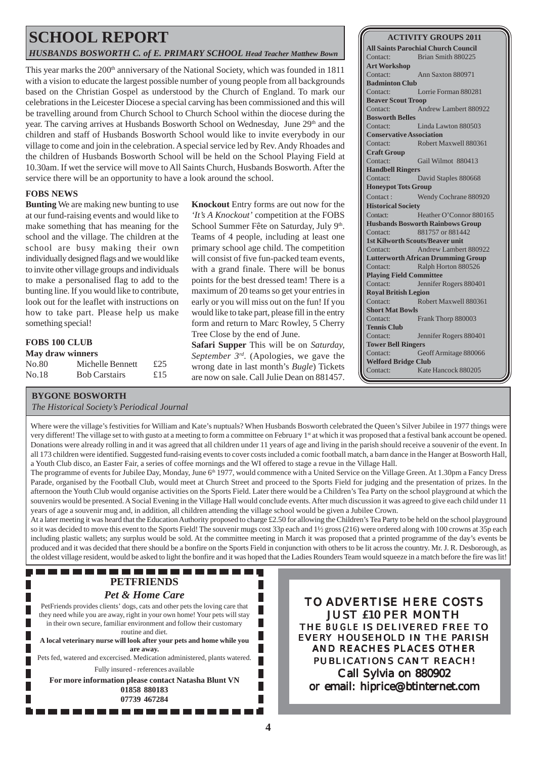# SCHOOL REPORT

*HUSBANDS BOSWORTH C. of E. PRIMARY SCHOOL* ***Head Teacher Matthew Bown***

This year marks the 200th anniversary of the National Society, which was founded in 1811 with a vision to educate the largest possible number of young people from all backgrounds based on the Christian Gospel as understood by the Church of England. To mark our celebrations in the Leicester Diocese a special carving has been commissioned and this will be travelling around from Church School to Church School within the diocese during the year. The carving arrives at Husbands Bosworth School on Wednesday, June 29th and the children and staff of Husbands Bosworth School would like to invite everybody in our village to come and join in the celebration. A special service led by Rev. Andy Rhoades and the children of Husbands Bosworth School will be held on the School Playing Field at 10.30am. If wet the service will move to All Saints Church, Husbands Bosworth. After the service there will be an opportunity to have a look around the school.

### FOBS NEWS

**Bunting** We are making new bunting to use at our fund-raising events and would like to make something that has meaning for the school and the village. The children at the school are busy making their own individually designed flags and we would like to invite other village groups and individuals to make a personalised flag to add to the bunting line. If you would like to contribute, look out for the leaflet with instructions on how to take part. Please help us make something special!

### FOBS 100 CLUB

**May draw winners**

| No. | Name | Prize |
|---|---|---|
| No.80 | Michelle Bennett | £25 |
| No.18 | Bob Carstairs | £15 |

**Knockout** Entry forms are out now for the *'It's A Knockout'* competition at the FOBS School Summer Fête on Saturday, July 9th. Teams of 4 people, including at least one primary school age child. The competition will consist of five fun-packed team events, with a grand finale. There will be bonus points for the best dressed team! There is a maximum of 20 teams so get your entries in early or you will miss out on the fun! If you would like to take part, please fill in the entry form and return to Marc Rowley, 5 Cherry Tree Close by the end of June.

**Safari Supper** This will be on *Saturday, September 3rd*. (Apologies, we gave the wrong date in last month's *Bugle*) Tickets are now on sale. Call Julie Dean on 881457.

### ACTIVITY GROUPS 2011

**All Saints Parochial Church Council**
Contact: Brian Smith 880225

**Art Workshop**
Contact: Ann Saxton 880971

**Badminton Club**
Contact: Lorrie Forman 880281

**Beaver Scout Troop**
Contact: Andrew Lambert 880922

**Bosworth Belles**
Contact: Linda Lawton 880503

**Conservative Association**
Contact: Robert Maxwell 880361

**Craft Group**
Contact: Gail Wilmot 880413

**Handbell Ringers**
Contact: David Staples 880668

**Honeypot Tots Group**
Contact: Wendy Cochrane 880920

**Historical Society**
Contact: Heather O'Connor 880165

**Husbands Bosworth Rainbows Group**
Contact: 881757 or 881442

**1st Kilworth Scouts/Beaver unit**
Contact: Andrew Lambert 880922

**Lutterworth African Drumming Group**
Contact: Ralph Horton 880526

**Playing Field Committee**
Contact: Jennifer Rogers 880401

**Royal British Legion**
Contact: Robert Maxwell 880361

**Short Mat Bowls**
Contact: Frank Thorp 880003

**Tennis Club**
Contact: Jennifer Rogers 880401

**Tower Bell Ringers**
Contact: Geoff Armitage 880066

**Welford Bridge Club**
Contact: Kate Hancock 880205

## BYGONE BOSWORTH

*The Historical Society's Periodical Journal*

Where were the village's festivities for William and Kate's nuptuals? When Husbands Bosworth celebrated the Queen's Silver Jubilee in 1977 things were very different! The village set to with gusto at a meeting to form a committee on February 1st at which it was proposed that a festival bank account be opened. Donations were already rolling in and it was agreed that all children under 11 years of age and living in the parish should receive a souvenir of the event. In all 173 children were identified. Suggested fund-raising events to cover costs included a comic football match, a barn dance in the Hanger at Bosworth Hall, a Youth Club disco, an Easter Fair, a series of coffee mornings and the WI offered to stage a revue in the Village Hall.

The programme of events for Jubilee Day, Monday, June 6th 1977, would commence with a United Service on the Village Green. At 1.30pm a Fancy Dress Parade, organised by the Football Club, would meet at Church Street and proceed to the Sports Field for judging and the presentation of prizes. In the afternoon the Youth Club would organise activities on the Sports Field. Later there would be a Children's Tea Party on the school playground at which the souvenirs would be presented. A Social Evening in the Village Hall would conclude events. After much discussion it was agreed to give each child under 11 years of age a souvenir mug and, in addition, all children attending the village school would be given a Jubilee Crown.

At a later meeting it was heard that the Education Authority proposed to charge £2.50 for allowing the Children's Tea Party to be held on the school playground so it was decided to move this event to the Sports Field! The souvenir mugs cost 33p each and 1½ gross (216) were ordered along with 100 crowns at 35p each including plastic wallets; any surplus would be sold. At the committee meeting in March it was proposed that a printed programme of the day's events be produced and it was decided that there should be a bonfire on the Sports Field in conjunction with others to be lit across the country. Mr. J. R. Desborough, as the oldest village resident, would be asked to light the bonfire and it was hoped that the Ladies Rounders Team would squeeze in a match before the fire was lit!

## PETFRIENDS

*Pet & Home Care*

PetFriends provides clients' dogs, cats and other pets the loving care that they need while you are away, right in your own home! Your pets will stay in their own secure, familiar environment and follow their customary routine and diet.

**A local veterinary nurse will look after your pets and home while you are away.**

Pets fed, watered and excercised. Medication administered, plants watered.

Fully insured - references available

**For more information please contact Natasha Blunt VN**
**01858 880183**
**07739 467284**

**TO ADVERTISE HERE COSTS JUST £10 PER MONTH**

THE *BUGLE* IS DELIVERED FREE TO EVERY HOUSEHOLD IN THE PARISH AND REACHES PLACES OTHER PUBLICATIONS CAN'T REACH!

Call Sylvia on 880902
or email: hiprice@btinternet.com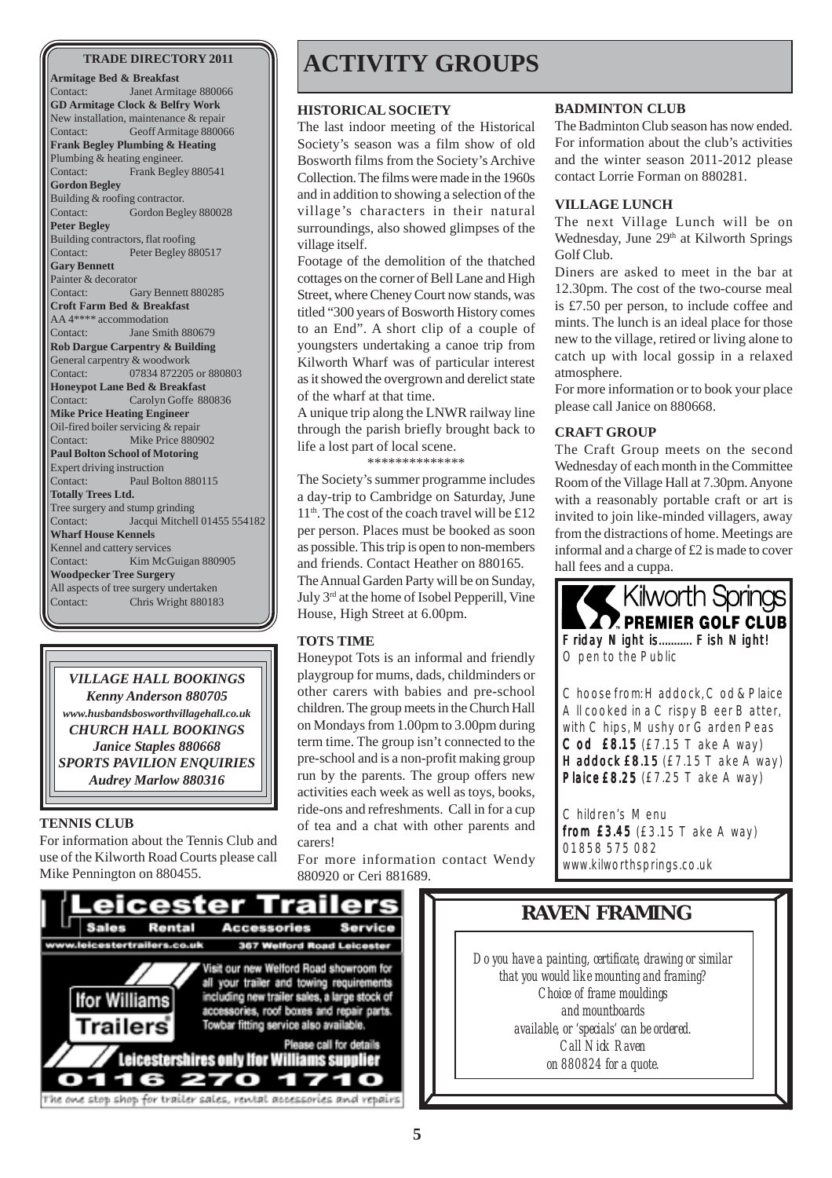### TRADE DIRECTORY 2011

**Armitage Bed & Breakfast**
Contact: Janet Armitage 880066

**GD Armitage Clock & Belfry Work**
New installation, maintenance & repair
Contact: Geoff Armitage 880066

**Frank Begley Plumbing & Heating**
Plumbing & heating engineer.
Contact: Frank Begley 880541

**Gordon Begley**
Building & roofing contractor.
Contact: Gordon Begley 880028

**Peter Begley**
Building contractors, flat roofing
Contact: Peter Begley 880517

**Gary Bennett**
Painter & decorator
Contact: Gary Bennett 880285

**Croft Farm Bed & Breakfast**
AA 4**** accommodation
Contact: Jane Smith 880679

**Rob Dargue Carpentry & Building**
General carpentry & woodwork
Contact: 07834 872205 or 880803

**Honeypot Lane Bed & Breakfast**
Contact: Carolyn Goffe 880836

**Mike Price Heating Engineer**
Oil-fired boiler servicing & repair
Contact: Mike Price 880902

**Paul Bolton School of Motoring**
Expert driving instruction
Contact: Paul Bolton 880115

**Totally Trees Ltd.**
Tree surgery and stump grinding
Contact: Jacqui Mitchell 01455 554182

**Wharf House Kennels**
Kennel and cattery services
Contact: Kim McGuigan 880905

**Woodpecker Tree Surgery**
All aspects of tree surgery undertaken
Contact: Chris Wright 880183

*VILLAGE HALL BOOKINGS*
*Kenny Anderson 880705*
*www.husbandsbosworthvillagehall.co.uk*
*CHURCH HALL BOOKINGS*
*Janice Staples 880668*
*SPORTS PAVILION ENQUIRIES*
*Audrey Marlow 880316*

### TENNIS CLUB

For information about the Tennis Club and use of the Kilworth Road Courts please call Mike Pennington on 880455.

# ACTIVITY GROUPS

### HISTORICAL SOCIETY

The last indoor meeting of the Historical Society's season was a film show of old Bosworth films from the Society's Archive Collection. The films were made in the 1960s and in addition to showing a selection of the village's characters in their natural surroundings, also showed glimpses of the village itself.

Footage of the demolition of the thatched cottages on the corner of Bell Lane and High Street, where Cheney Court now stands, was titled "300 years of Bosworth History comes to an End". A short clip of a couple of youngsters undertaking a canoe trip from Kilworth Wharf was of particular interest as it showed the overgrown and derelict state of the wharf at that time.

A unique trip along the LNWR railway line through the parish briefly brought back to life a lost part of local scene.

**************

The Society's summer programme includes a day-trip to Cambridge on Saturday, June 11th. The cost of the coach travel will be £12 per person. Places must be booked as soon as possible. This trip is open to non-members and friends. Contact Heather on 880165.

The Annual Garden Party will be on Sunday, July 3rd at the home of Isobel Pepperill, Vine House, High Street at 6.00pm.

### TOTS TIME

Honeypot Tots is an informal and friendly playgroup for mums, dads, childminders or other carers with babies and pre-school children. The group meets in the Church Hall on Mondays from 1.00pm to 3.00pm during term time. The group isn't connected to the pre-school and is a non-profit making group run by the parents. The group offers new activities each week as well as toys, books, ride-ons and refreshments. Call in for a cup of tea and a chat with other parents and carers!

For more information contact Wendy 880920 or Ceri 881689.

### BADMINTON CLUB

The Badminton Club season has now ended. For information about the club's activities and the winter season 2011-2012 please contact Lorrie Forman on 880281.

### VILLAGE LUNCH

The next Village Lunch will be on Wednesday, June 29th at Kilworth Springs Golf Club.

Diners are asked to meet in the bar at 12.30pm. The cost of the two-course meal is £7.50 per person, to include coffee and mints. The lunch is an ideal place for those new to the village, retired or living alone to catch up with local gossip in a relaxed atmosphere.

For more information or to book your place please call Janice on 880668.

### CRAFT GROUP

The Craft Group meets on the second Wednesday of each month in the Committee Room of the Village Hall at 7.30pm. Anyone with a reasonably portable craft or art is invited to join like-minded villagers, away from the distractions of home. Meetings are informal and a charge of £2 is made to cover hall fees and a cuppa.

**Kilworth Springs PREMIER GOLF CLUB**

**Friday Night is........... Fish Night!**
Open to the Public

Choose from: Haddock, Cod & Plaice
All cooked in a Crispy Beer Batter, with Chips, Mushy or Garden Peas
**Cod £8.15** (£7.15 Take Away)
**Haddock £8.15** (£7.15 Take Away)
**Plaice £8.25** (£7.25 Take Away)

Children's Menu
**from £3.45** (£3.15 Take Away)
01858 575 082
www.kilworthsprings.co.uk

**Leicester Trailers**
Sales Rental Accessories Service
www.leicestertrailers.co.uk 367 Welford Road Leicester
Ifor Williams Trailers
Visit our new Welford Road showroom for all your trailer and towing requirements including new trailer sales, a large stock of accessories, roof boxes and repair parts. Towbar fitting service also available.
Please call for details
Leicestershires only Ifor Williams supplier
0116 270 1710
The one stop shop for trailer sales, rental accessories and repairs

## RAVEN FRAMING

*Do you have a painting, certificate, drawing or similar that you would like mounting and framing?*
*Choice of frame mouldings and mountboards available, or 'specials' can be ordered.*
*Call Nick Raven on 880824 for a quote.*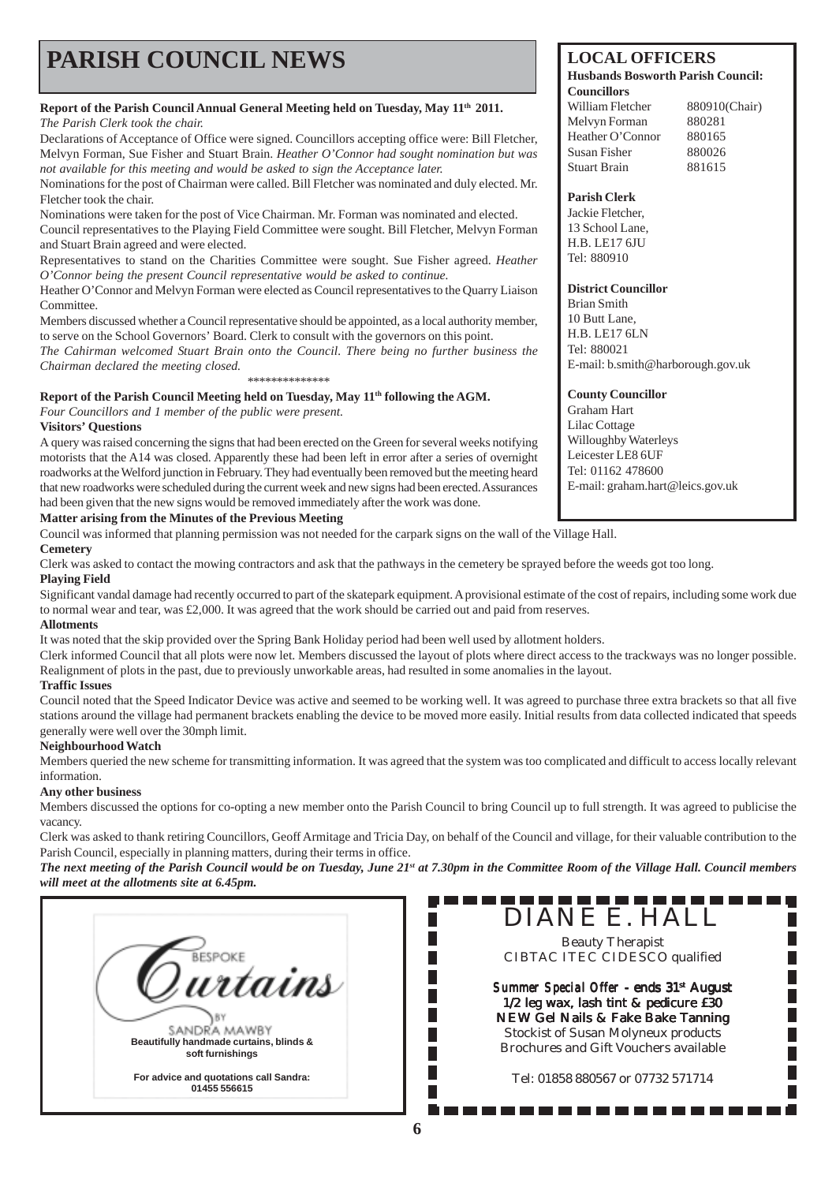# PARISH COUNCIL NEWS

**Report of the Parish Council Annual General Meeting held on Tuesday, May 11th 2011.**

*The Parish Clerk took the chair.*

Declarations of Acceptance of Office were signed. Councillors accepting office were: Bill Fletcher, Melvyn Forman, Sue Fisher and Stuart Brain. *Heather O'Connor had sought nomination but was not available for this meeting and would be asked to sign the Acceptance later.*

Nominations for the post of Chairman were called. Bill Fletcher was nominated and duly elected. Mr. Fletcher took the chair.

Nominations were taken for the post of Vice Chairman. Mr. Forman was nominated and elected.

Council representatives to the Playing Field Committee were sought. Bill Fletcher, Melvyn Forman and Stuart Brain agreed and were elected.

Representatives to stand on the Charities Committee were sought. Sue Fisher agreed. *Heather O'Connor being the present Council representative would be asked to continue.*

Heather O'Connor and Melvyn Forman were elected as Council representatives to the Quarry Liaison Committee.

Members discussed whether a Council representative should be appointed, as a local authority member, to serve on the School Governors' Board. Clerk to consult with the governors on this point.

*The Cahirman welcomed Stuart Brain onto the Council. There being no further business the Chairman declared the meeting closed.*

**************

**Report of the Parish Council Meeting held on Tuesday, May 11th following the AGM.**

*Four Councillors and 1 member of the public were present.*

**Visitors' Questions**

A query was raised concerning the signs that had been erected on the Green for several weeks notifying motorists that the A14 was closed. Apparently these had been left in error after a series of overnight roadworks at the Welford junction in February. They had eventually been removed but the meeting heard that new roadworks were scheduled during the current week and new signs had been erected. Assurances had been given that the new signs would be removed immediately after the work was done.

**Matter arising from the Minutes of the Previous Meeting**

Council was informed that planning permission was not needed for the carpark signs on the wall of the Village Hall.

**Cemetery**

Clerk was asked to contact the mowing contractors and ask that the pathways in the cemetery be sprayed before the weeds got too long.

**Playing Field**

Significant vandal damage had recently occurred to part of the skatepark equipment. A provisional estimate of the cost of repairs, including some work due to normal wear and tear, was £2,000. It was agreed that the work should be carried out and paid from reserves.

**Allotments**

It was noted that the skip provided over the Spring Bank Holiday period had been well used by allotment holders.

Clerk informed Council that all plots were now let. Members discussed the layout of plots where direct access to the trackways was no longer possible. Realignment of plots in the past, due to previously unworkable areas, had resulted in some anomalies in the layout.

**Traffic Issues**

Council noted that the Speed Indicator Device was active and seemed to be working well. It was agreed to purchase three extra brackets so that all five stations around the village had permanent brackets enabling the device to be moved more easily. Initial results from data collected indicated that speeds generally were well over the 30mph limit.

**Neighbourhood Watch**

Members queried the new scheme for transmitting information. It was agreed that the system was too complicated and difficult to access locally relevant information.

**Any other business**

Members discussed the options for co-opting a new member onto the Parish Council to bring Council up to full strength. It was agreed to publicise the vacancy.

Clerk was asked to thank retiring Councillors, Geoff Armitage and Tricia Day, on behalf of the Council and village, for their valuable contribution to the Parish Council, especially in planning matters, during their terms in office.

***The next meeting of the Parish Council would be on Tuesday, June 21st at 7.30pm in the Committee Room of the Village Hall. Council members will meet at the allotments site at 6.45pm.***

## LOCAL OFFICERS

**Husbands Bosworth Parish Council:**

**Councillors**

| | |
|---|---|
| William Fletcher | 880910(Chair) |
| Melvyn Forman | 880281 |
| Heather O'Connor | 880165 |
| Susan Fisher | 880026 |
| Stuart Brain | 881615 |

**Parish Clerk**
Jackie Fletcher,
13 School Lane,
H.B. LE17 6JU
Tel: 880910

**District Councillor**
Brian Smith
10 Butt Lane,
H.B. LE17 6LN
Tel: 880021
E-mail: b.smith@harborough.gov.uk

**County Councillor**
Graham Hart
Lilac Cottage
Willoughby Waterleys
Leicester LE8 6UF
Tel: 01162 478600
E-mail: graham.hart@leics.gov.uk

---

BESPOKE Curtains BY SANDRA MAWBY

**Beautifully handmade curtains, blinds & soft furnishings**

**For advice and quotations call Sandra: 01455 556615**

---

DIANE E. HALL

Beauty Therapist
CIBTAC ITEC CIDESCO qualified

**Summer Special Offer - ends 31st August**
**1/2 leg wax, lash tint & pedicure £30**
**NEW Gel Nails & Fake Bake Tanning**
Stockist of Susan Molyneux products
Brochures and Gift Vouchers available

Tel: 01858 880567 or 07732 571714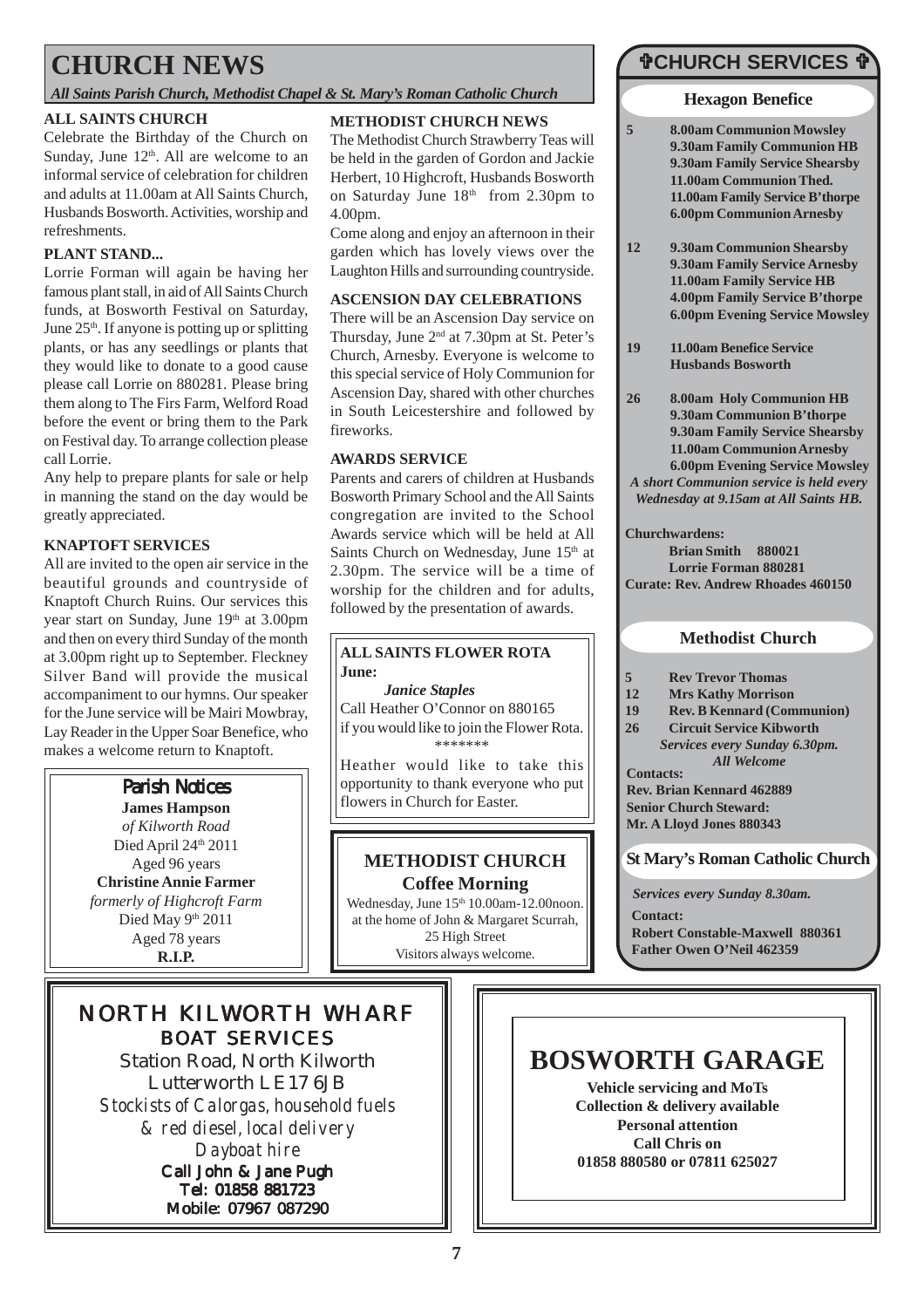# CHURCH NEWS

*All Saints Parish Church, Methodist Chapel & St. Mary's Roman Catholic Church*

### ALL SAINTS CHURCH

Celebrate the Birthday of the Church on Sunday, June 12th. All are welcome to an informal service of celebration for children and adults at 11.00am at All Saints Church, Husbands Bosworth. Activities, worship and refreshments.

### PLANT STAND...

Lorrie Forman will again be having her famous plant stall, in aid of All Saints Church funds, at Bosworth Festival on Saturday, June 25th. If anyone is potting up or splitting plants, or has any seedlings or plants that they would like to donate to a good cause please call Lorrie on 880281. Please bring them along to The Firs Farm, Welford Road before the event or bring them to the Park on Festival day. To arrange collection please call Lorrie.

Any help to prepare plants for sale or help in manning the stand on the day would be greatly appreciated.

### KNAPTOFT SERVICES

All are invited to the open air service in the beautiful grounds and countryside of Knaptoft Church Ruins. Our services this year start on Sunday, June 19th at 3.00pm and then on every third Sunday of the month at 3.00pm right up to September. Fleckney Silver Band will provide the musical accompaniment to our hymns. Our speaker for the June service will be Mairi Mowbray, Lay Reader in the Upper Soar Benefice, who makes a welcome return to Knaptoft.

### Parish Notices

**James Hampson**
*of Kilworth Road*
Died April 24th 2011
Aged 96 years

**Christine Annie Farmer**
*formerly of Highcroft Farm*
Died May 9th 2011
Aged 78 years

**R.I.P.**

### METHODIST CHURCH NEWS

The Methodist Church Strawberry Teas will be held in the garden of Gordon and Jackie Herbert, 10 Highcroft, Husbands Bosworth on Saturday June 18th from 2.30pm to 4.00pm.

Come along and enjoy an afternoon in their garden which has lovely views over the Laughton Hills and surrounding countryside.

### ASCENSION DAY CELEBRATIONS

There will be an Ascension Day service on Thursday, June 2nd at 7.30pm at St. Peter's Church, Arnesby. Everyone is welcome to this special service of Holy Communion for Ascension Day, shared with other churches in South Leicestershire and followed by fireworks.

### AWARDS SERVICE

Parents and carers of children at Husbands Bosworth Primary School and the All Saints congregation are invited to the School Awards service which will be held at All Saints Church on Wednesday, June 15th at 2.30pm. The service will be a time of worship for the children and for adults, followed by the presentation of awards.

### ALL SAINTS FLOWER ROTA

**June:**

*Janice Staples*

Call Heather O'Connor on 880165 if you would like to join the Flower Rota.

\*\*\*\*\*\*\*

Heather would like to take this opportunity to thank everyone who put flowers in Church for Easter.

### METHODIST CHURCH
**Coffee Morning**

Wednesday, June 15th 10.00am-12.00noon. at the home of John & Margaret Scurrah, 25 High Street
Visitors always welcome.

## ✞CHURCH SERVICES ✞

### Hexagon Benefice

**5**
- 8.00am Communion Mowsley
- 9.30am Family Communion HB
- 9.30am Family Service Shearsby
- 11.00am Communion Thed.
- 11.00am Family Service B'thorpe
- 6.00pm Communion Arnesby

**12**
- 9.30am Communion Shearsby
- 9.30am Family Service Arnesby
- 11.00am Family Service HB
- 4.00pm Family Service B'thorpe
- 6.00pm Evening Service Mowsley

**19**
- 11.00am Benefice Service Husbands Bosworth

**26**
- 8.00am Holy Communion HB
- 9.30am Communion B'thorpe
- 9.30am Family Service Shearsby
- 11.00am Communion Arnesby
- 6.00pm Evening Service Mowsley

*A short Communion service is held every Wednesday at 9.15am at All Saints HB.*

**Churchwardens:**
Brian Smith 880021
Lorrie Forman 880281
**Curate: Rev. Andrew Rhoades 460150**

### Methodist Church

- **5** Rev Trevor Thomas
- **12** Mrs Kathy Morrison
- **19** Rev. B Kennard (Communion)
- **26** Circuit Service Kibworth

*Services every Sunday 6.30pm. All Welcome*

**Contacts:**
Rev. Brian Kennard 462889
Senior Church Steward:
Mr. A Lloyd Jones 880343

### St Mary's Roman Catholic Church

*Services every Sunday 8.30am.*

**Contact:**
Robert Constable-Maxwell 880361
Father Owen O'Neil 462359

---

## NORTH KILWORTH WHARF
### BOAT SERVICES

Station Road, North Kilworth
Lutterworth LE17 6JB

*Stockists of Calorgas, household fuels & red diesel, local delivery*
*Dayboat hire*

**Call John & Jane Pugh**
**Tel: 01858 881723**
**Mobile: 07967 087290**

---

## BOSWORTH GARAGE

**Vehicle servicing and MoTs**
**Collection & delivery available**
**Personal attention**
**Call Chris on**
**01858 880580 or 07811 625027**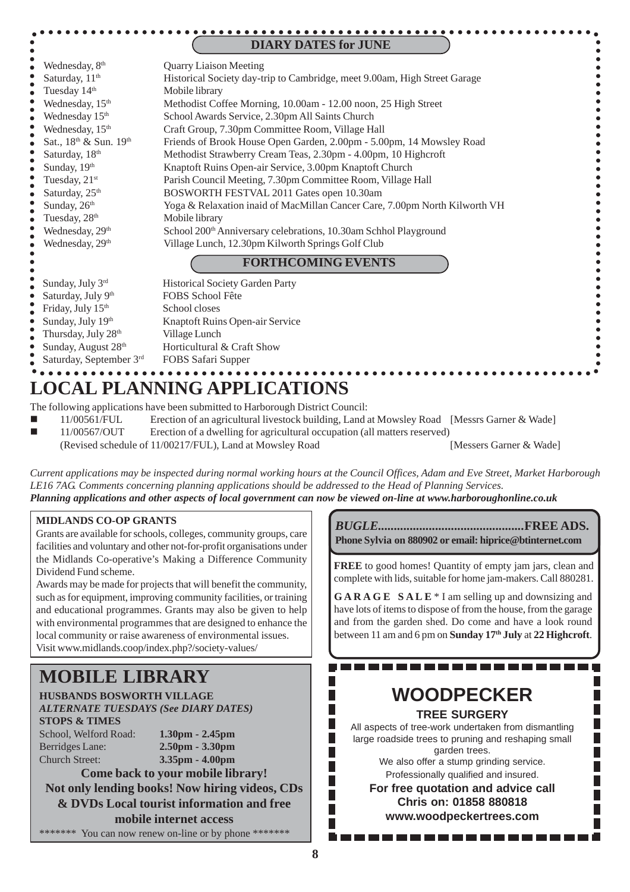## DIARY DATES for JUNE

| | |
|---|---|
| Wednesday, 8th | Quarry Liaison Meeting |
| Saturday, 11th | Historical Society day-trip to Cambridge, meet 9.00am, High Street Garage |
| Tuesday 14th | Mobile library |
| Wednesday, 15th | Methodist Coffee Morning, 10.00am - 12.00 noon, 25 High Street |
| Wednesday 15th | School Awards Service, 2.30pm All Saints Church |
| Wednesday, 15th | Craft Group, 7.30pm Committee Room, Village Hall |
| Sat., 18th & Sun. 19th | Friends of Brook House Open Garden, 2.00pm - 5.00pm, 14 Mowsley Road |
| Saturday, 18th | Methodist Strawberry Cream Teas, 2.30pm - 4.00pm, 10 Highcroft |
| Sunday, 19th | Knaptoft Ruins Open-air Service, 3.00pm Knaptoft Church |
| Tuesday, 21st | Parish Council Meeting, 7.30pm Committee Room, Village Hall |
| Saturday, 25th | BOSWORTH FESTVAL 2011 Gates open 10.30am |
| Sunday, 26th | Yoga & Relaxation inaid of MacMillan Cancer Care, 7.00pm North Kilworth VH |
| Tuesday, 28th | Mobile library |
| Wednesday, 29th | School 200th Anniversary celebrations, 10.30am Schhol Playground |
| Wednesday, 29th | Village Lunch, 12.30pm Kilworth Springs Golf Club |

## FORTHCOMING EVENTS

| | |
|---|---|
| Sunday, July 3rd | Historical Society Garden Party |
| Saturday, July 9th | FOBS School Fête |
| Friday, July 15th | School closes |
| Sunday, July 19th | Knaptoft Ruins Open-air Service |
| Thursday, July 28th | Village Lunch |
| Sunday, August 28th | Horticultural & Craft Show |
| Saturday, September 3rd | FOBS Safari Supper |

# LOCAL PLANNING APPLICATIONS

The following applications have been submitted to Harborough District Council:

- 11/00561/FUL Erection of an agricultural livestock building, Land at Mowsley Road [Messrs Garner & Wade]
- 11/00567/OUT Erection of a dwelling for agricultural occupation (all matters reserved) (Revised schedule of 11/00217/FUL), Land at Mowsley Road [Messers Garner & Wade]

*Current applications may be inspected during normal working hours at the Council Offices, Adam and Eve Street, Market Harborough LE16 7AG. Comments concerning planning applications should be addressed to the Head of Planning Services.*

***Planning applications and other aspects of local government can now be viewed on-line at www.harboroughonline.co.uk***

### MIDLANDS CO-OP GRANTS

Grants are available for schools, colleges, community groups, care facilities and voluntary and other not-for-profit organisations under the Midlands Co-operative's Making a Difference Community Dividend Fund scheme.

Awards may be made for projects that will benefit the community, such as for equipment, improving community facilities, or training and educational programmes. Grants may also be given to help with environmental programmes that are designed to enhance the local community or raise awareness of environmental issues.

Visit www.midlands.coop/index.php?/society-values/

# MOBILE LIBRARY

**HUSBANDS BOSWORTH VILLAGE**

***ALTERNATE TUESDAYS (See DIARY DATES)***

**STOPS & TIMES**

| | |
|---|---|
| School, Welford Road: | **1.30pm - 2.45pm** |
| Berridges Lane: | **2.50pm - 3.30pm** |
| Church Street: | **3.35pm - 4.00pm** |

**Come back to your mobile library!**

**Not only lending books! Now hiring videos, CDs & DVDs Local tourist information and free mobile internet access**

\*\*\*\*\*\*\* You can now renew on-line or by phone \*\*\*\*\*\*\*

***BUGLE*...............................................FREE ADS.**

**Phone Sylvia on 880902 or email: hiprice@btinternet.com**

**FREE** to good homes! Quantity of empty jam jars, clean and complete with lids, suitable for home jam-makers. Call 880281.

**GARAGE SALE** * I am selling up and downsizing and have lots of items to dispose of from the house, from the garage and from the garden shed. Do come and have a look round between 11 am and 6 pm on **Sunday 17th July** at **22 Highcroft**.

## WOODPECKER

**TREE SURGERY**

All aspects of tree-work undertaken from dismantling large roadside trees to pruning and reshaping small garden trees.

We also offer a stump grinding service.

Professionally qualified and insured.

**For free quotation and advice call**

**Chris on: 01858 880818**

**www.woodpeckertrees.com**